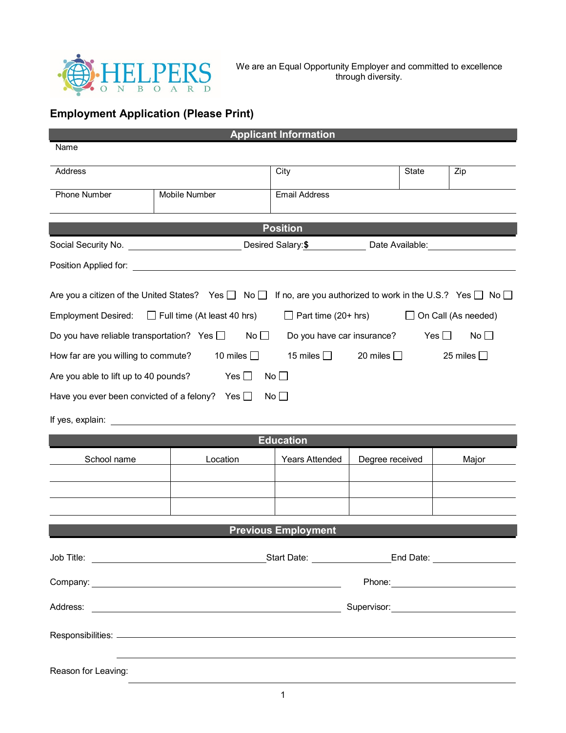HELPERS ON BOARD

We are an Equal Opportunity Employer and committed to excellence through diversity.

## Employment Application (Please Print)

### Applicant Information

| Name | | | | |
|---|---|---|---|---|
| Address | | City | State | Zip |
| Phone Number | Mobile Number | Email Address | | |

### Position

Social Security No. ______________ Desired Salary: $ __________ Date Available: __________

Position Applied for: ____________________________________________

Are you a citizen of the United States? Yes ☐ No ☐ If no, are you authorized to work in the U.S.? Yes ☐ No ☐

Employment Desired: ☐ Full time (At least 40 hrs) ☐ Part time (20+ hrs) ☐ On Call (As needed)

Do you have reliable transportation? Yes ☐ No ☐ Do you have car insurance? Yes ☐ No ☐

How far are you willing to commute? 10 miles ☐ 15 miles ☐ 20 miles ☐ 25 miles ☐

Are you able to lift up to 40 pounds? Yes ☐ No ☐

Have you ever been convicted of a felony? Yes ☐ No ☐

If yes, explain: ____________________________________________

### Education

| School name | Location | Years Attended | Degree received | Major |
|---|---|---|---|---|
| | | | | |
| | | | | |
| | | | | |

### Previous Employment

Job Title: ______________________ Start Date: __________ End Date: __________

Company: ______________________ Phone: __________

Address: ______________________ Supervisor: __________

Responsibilities: ____________________________________________

____________________________________________

Reason for Leaving: ____________________________________________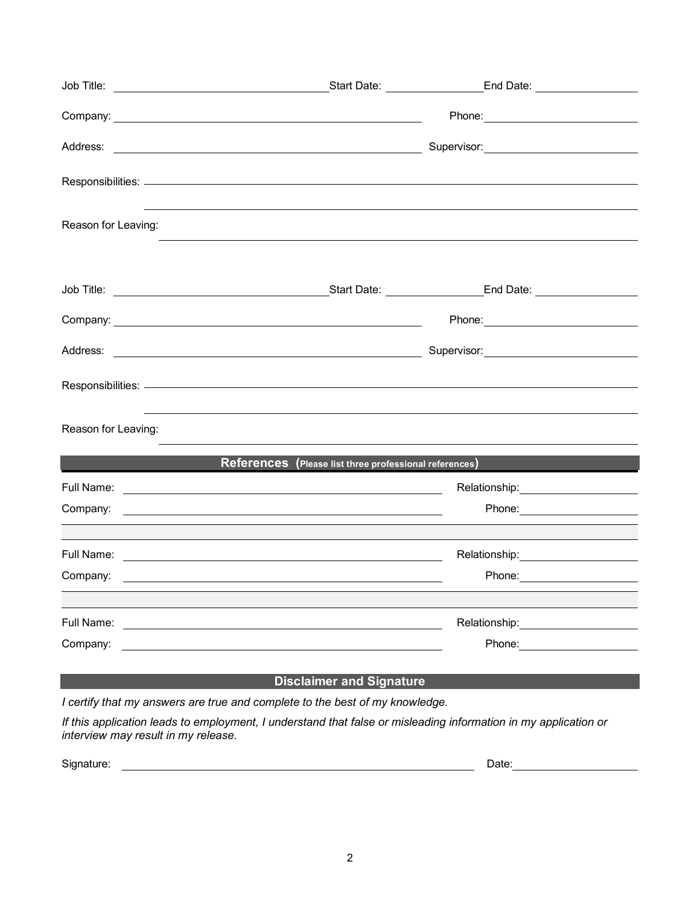Job Title: ______________________ Start Date: ____________ End Date: ____________

Company: ______________________ Phone: ____________

Address: ______________________ Supervisor: ____________

Responsibilities: ______________________________________________

______________________________________________

Reason for Leaving: ______________________________________________

Job Title: ______________________ Start Date: ____________ End Date: ____________

Company: ______________________ Phone: ____________

Address: ______________________ Supervisor: ____________

Responsibilities: ______________________________________________

______________________________________________

Reason for Leaving: ______________________________________________

## References (Please list three professional references)

Full Name: ______________________ Relationship: ____________

Company: ______________________ Phone: ____________

Full Name: ______________________ Relationship: ____________

Company: ______________________ Phone: ____________

Full Name: ______________________ Relationship: ____________

Company: ______________________ Phone: ____________

## Disclaimer and Signature

*I certify that my answers are true and complete to the best of my knowledge.*

*If this application leads to employment, I understand that false or misleading information in my application or interview may result in my release.*

Signature: ______________________ Date: ____________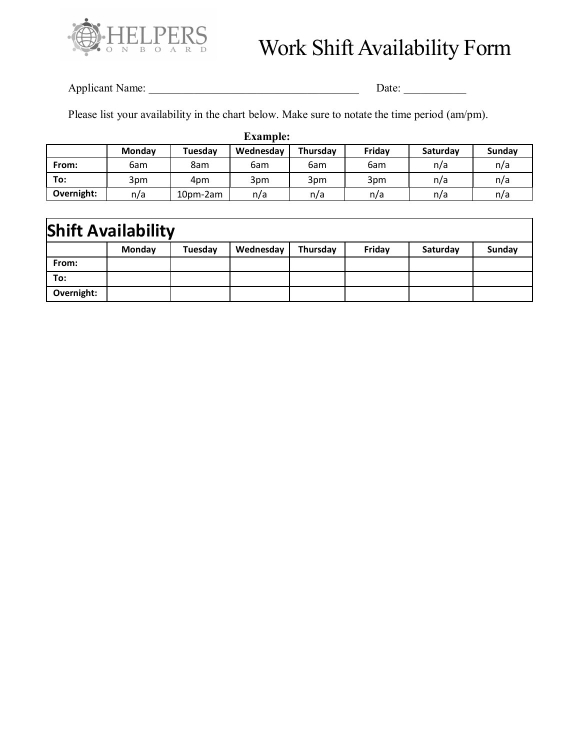HELPERS ON BOARD

# Work Shift Availability Form

Applicant Name: ______________________________________ Date: ___________

Please list your availability in the chart below. Make sure to notate the time period (am/pm).

**Example:**

| | Monday | Tuesday | Wednesday | Thursday | Friday | Saturday | Sunday |
|---|---|---|---|---|---|---|---|
| **From:** | 6am | 8am | 6am | 6am | 6am | n/a | n/a |
| **To:** | 3pm | 4pm | 3pm | 3pm | 3pm | n/a | n/a |
| **Overnight:** | n/a | 10pm-2am | n/a | n/a | n/a | n/a | n/a |

## Shift Availability

| | Monday | Tuesday | Wednesday | Thursday | Friday | Saturday | Sunday |
|---|---|---|---|---|---|---|---|
| **From:** | | | | | | | |
| **To:** | | | | | | | |
| **Overnight:** | | | | | | | |